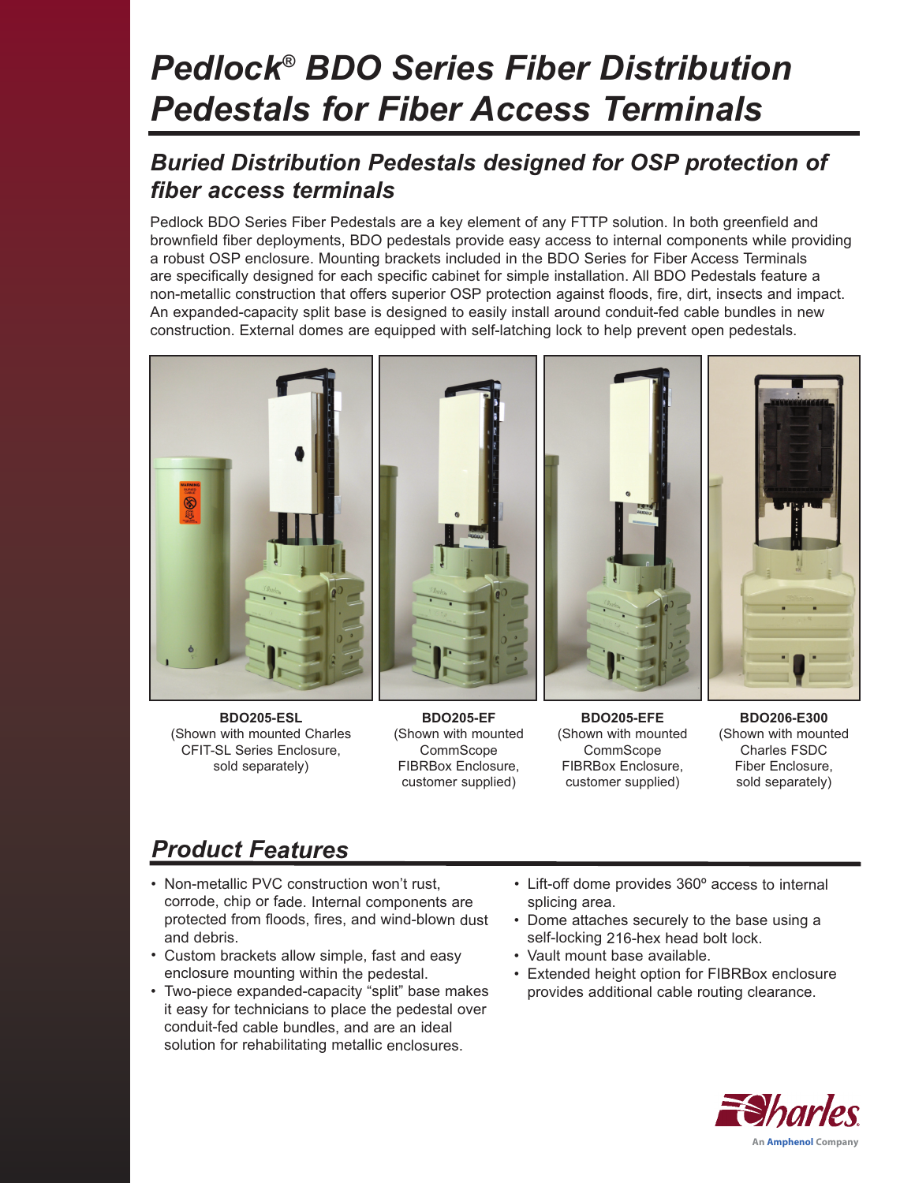# Pedlock® BDO Series Fiber Distribution Pedestals for Fiber Access Terminals

## Buried Distribution Pedestals designed for OSP protection of fiber access terminals

Pedlock BDO Series Fiber Pedestals are a key element of any FTTP solution. In both greenfield and brownfield fiber deployments, BDO pedestals provide easy access to internal components while providing a robust OSP enclosure. Mounting brackets included in the BDO Series for Fiber Access Terminals are specifically designed for each specific cabinet for simple installation. All BDO Pedestals feature a non-metallic construction that offers superior OSP protection against floods, fire, dirt, insects and impact. An expanded-capacity split base is designed to easily install around conduit-fed cable bundles in new construction. External domes are equipped with self-latching lock to help prevent open pedestals.

**BDO205-ESL**
(Shown with mounted Charles CFIT-SL Series Enclosure, sold separately)

**BDO205-EF**
(Shown with mounted CommScope FIBRBox Enclosure, customer supplied)

**BDO205-EFE**
(Shown with mounted CommScope FIBRBox Enclosure, customer supplied)

**BDO206-E300**
(Shown with mounted Charles FSDC Fiber Enclosure, sold separately)

## Product Features

- Non-metallic PVC construction won't rust, corrode, chip or fade. Internal components are protected from floods, fires, and wind-blown dust and debris.
- Custom brackets allow simple, fast and easy enclosure mounting within the pedestal.
- Two-piece expanded-capacity "split" base makes it easy for technicians to place the pedestal over conduit-fed cable bundles, and are an ideal solution for rehabilitating metallic enclosures.
- Lift-off dome provides 360º access to internal splicing area.
- Dome attaches securely to the base using a self-locking 216-hex head bolt lock.
- Vault mount base available.
- Extended height option for FIBRBox enclosure provides additional cable routing clearance.

Charles
An Amphenol Company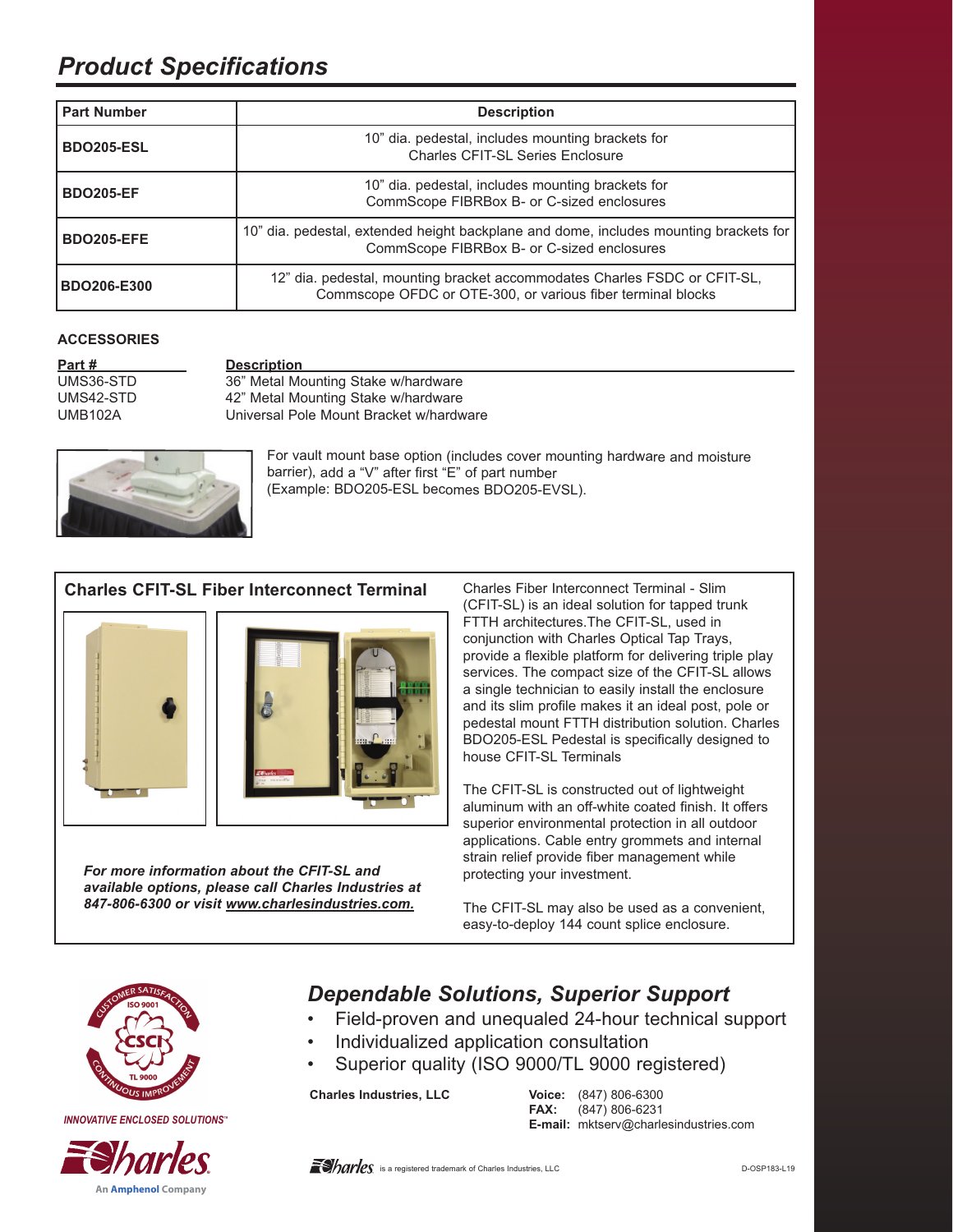## *Product Specifications*

| Part Number | Description |
|---|---|
| **BDO205-ESL** | 10" dia. pedestal, includes mounting brackets for Charles CFIT-SL Series Enclosure |
| **BDO205-EF** | 10" dia. pedestal, includes mounting brackets for CommScope FIBRBox B- or C-sized enclosures |
| **BDO205-EFE** | 10" dia. pedestal, extended height backplane and dome, includes mounting brackets for CommScope FIBRBox B- or C-sized enclosures |
| **BDO206-E300** | 12" dia. pedestal, mounting bracket accommodates Charles FSDC or CFIT-SL, Commscope OFDC or OTE-300, or various fiber terminal blocks |

**ACCESSORIES**

| Part # | Description |
|---|---|
| UMS36-STD | 36" Metal Mounting Stake w/hardware |
| UMS42-STD | 42" Metal Mounting Stake w/hardware |
| UMB102A | Universal Pole Mount Bracket w/hardware |

For vault mount base option (includes cover mounting hardware and moisture barrier), add a "V" after first "E" of part number (Example: BDO205-ESL becomes BDO205-EVSL).

### Charles CFIT-SL Fiber Interconnect Terminal

Charles Fiber Interconnect Terminal - Slim (CFIT-SL) is an ideal solution for tapped trunk FTTH architectures.The CFIT-SL, used in conjunction with Charles Optical Tap Trays, provide a flexible platform for delivering triple play services. The compact size of the CFIT-SL allows a single technician to easily install the enclosure and its slim profile makes it an ideal post, pole or pedestal mount FTTH distribution solution. Charles BDO205-ESL Pedestal is specifically designed to house CFIT-SL Terminals

The CFIT-SL is constructed out of lightweight aluminum with an off-white coated finish. It offers superior environmental protection in all outdoor applications. Cable entry grommets and internal strain relief provide fiber management while protecting your investment.

The CFIT-SL may also be used as a convenient, easy-to-deploy 144 count splice enclosure.

***For more information about the CFIT-SL and available options, please call Charles Industries at 847-806-6300 or visit www.charlesindustries.com.***

CUSTOMER SATISFACTION ISO 9001 CSCI TL 9000 CONTINUOUS IMPROVEMENT

*INNOVATIVE ENCLOSED SOLUTIONS*™

Charles
An Amphenol Company

## *Dependable Solutions, Superior Support*

- Field-proven and unequaled 24-hour technical support
- Individualized application consultation
- Superior quality (ISO 9000/TL 9000 registered)

**Charles Industries, LLC**

**Voice:** (847) 806-6300
**FAX:** (847) 806-6231
**E-mail:** mktserv@charlesindustries.com

Charles is a registered trademark of Charles Industries, LLC

D-OSP183-L19